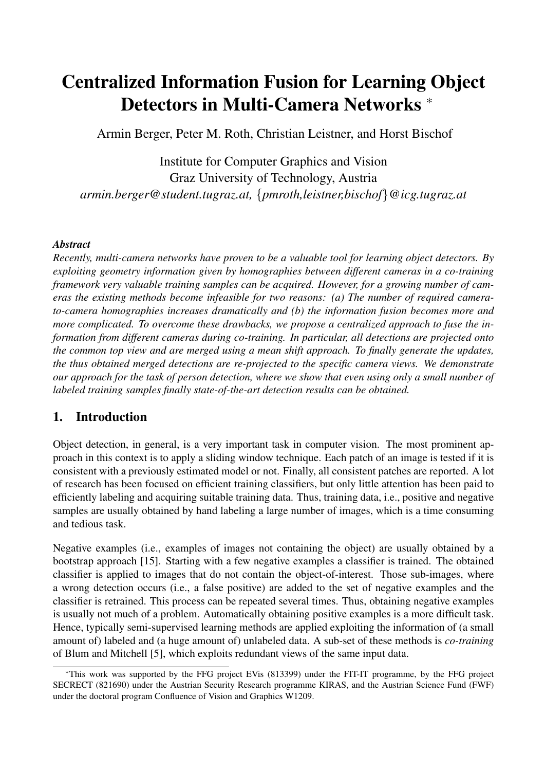# Centralized Information Fusion for Learning Object Detectors in Multi-Camera Networks *

Armin Berger, Peter M. Roth, Christian Leistner, and Horst Bischof

Institute for Computer Graphics and Vision
Graz University of Technology, Austria
*armin.berger@student.tugraz.at, {pmroth,leistner,bischof}@icg.tugraz.at*

***Abstract***

*Recently, multi-camera networks have proven to be a valuable tool for learning object detectors. By exploiting geometry information given by homographies between different cameras in a co-training framework very valuable training samples can be acquired. However, for a growing number of cameras the existing methods become infeasible for two reasons: (a) The number of required camera-to-camera homographies increases dramatically and (b) the information fusion becomes more and more complicated. To overcome these drawbacks, we propose a centralized approach to fuse the information from different cameras during co-training. In particular, all detections are projected onto the common top view and are merged using a mean shift approach. To finally generate the updates, the thus obtained merged detections are re-projected to the specific camera views. We demonstrate our approach for the task of person detection, where we show that even using only a small number of labeled training samples finally state-of-the-art detection results can be obtained.*

## 1. Introduction

Object detection, in general, is a very important task in computer vision. The most prominent approach in this context is to apply a sliding window technique. Each patch of an image is tested if it is consistent with a previously estimated model or not. Finally, all consistent patches are reported. A lot of research has been focused on efficient training classifiers, but only little attention has been paid to efficiently labeling and acquiring suitable training data. Thus, training data, i.e., positive and negative samples are usually obtained by hand labeling a large number of images, which is a time consuming and tedious task.

Negative examples (i.e., examples of images not containing the object) are usually obtained by a bootstrap approach [15]. Starting with a few negative examples a classifier is trained. The obtained classifier is applied to images that do not contain the object-of-interest. Those sub-images, where a wrong detection occurs (i.e., a false positive) are added to the set of negative examples and the classifier is retrained. This process can be repeated several times. Thus, obtaining negative examples is usually not much of a problem. Automatically obtaining positive examples is a more difficult task. Hence, typically semi-supervised learning methods are applied exploiting the information of (a small amount of) labeled and (a huge amount of) unlabeled data. A sub-set of these methods is *co-training* of Blum and Mitchell [5], which exploits redundant views of the same input data.

*This work was supported by the FFG project EVis (813399) under the FIT-IT programme, by the FFG project SECRECT (821690) under the Austrian Security Research programme KIRAS, and the Austrian Science Fund (FWF) under the doctoral program Confluence of Vision and Graphics W1209.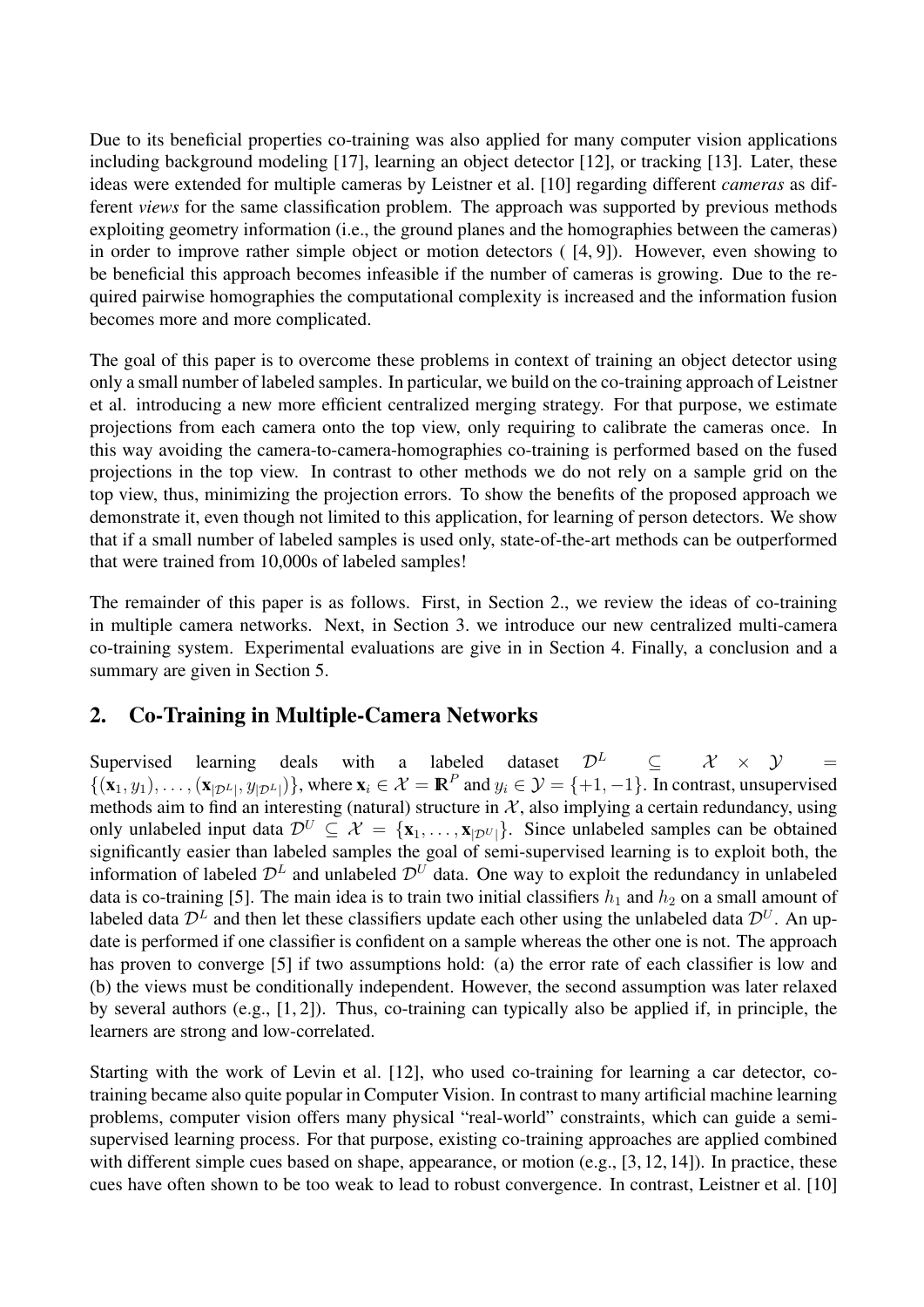Due to its beneficial properties co-training was also applied for many computer vision applications including background modeling [17], learning an object detector [12], or tracking [13]. Later, these ideas were extended for multiple cameras by Leistner et al. [10] regarding different *cameras* as different *views* for the same classification problem. The approach was supported by previous methods exploiting geometry information (i.e., the ground planes and the homographies between the cameras) in order to improve rather simple object or motion detectors ( [4, 9]). However, even showing to be beneficial this approach becomes infeasible if the number of cameras is growing. Due to the required pairwise homographies the computational complexity is increased and the information fusion becomes more and more complicated.

The goal of this paper is to overcome these problems in context of training an object detector using only a small number of labeled samples. In particular, we build on the co-training approach of Leistner et al. introducing a new more efficient centralized merging strategy. For that purpose, we estimate projections from each camera onto the top view, only requiring to calibrate the cameras once. In this way avoiding the camera-to-camera-homographies co-training is performed based on the fused projections in the top view. In contrast to other methods we do not rely on a sample grid on the top view, thus, minimizing the projection errors. To show the benefits of the proposed approach we demonstrate it, even though not limited to this application, for learning of person detectors. We show that if a small number of labeled samples is used only, state-of-the-art methods can be outperformed that were trained from 10,000s of labeled samples!

The remainder of this paper is as follows. First, in Section 2., we review the ideas of co-training in multiple camera networks. Next, in Section 3. we introduce our new centralized multi-camera co-training system. Experimental evaluations are give in in Section 4. Finally, a conclusion and a summary are given in Section 5.

## 2. Co-Training in Multiple-Camera Networks

Supervised learning deals with a labeled dataset $\mathcal{D}^L \subseteq \mathcal{X} \times \mathcal{Y} = \{(\mathbf{x}_1, y_1), \ldots, (\mathbf{x}_{|\mathcal{D}^L|}, y_{|\mathcal{D}^L|})\}$, where $\mathbf{x}_i \in \mathcal{X} = \mathbb{R}^P$ and $y_i \in \mathcal{Y} = \{+1, -1\}$. In contrast, unsupervised methods aim to find an interesting (natural) structure in $\mathcal{X}$, also implying a certain redundancy, using only unlabeled input data $\mathcal{D}^U \subseteq \mathcal{X} = \{\mathbf{x}_1, \ldots, \mathbf{x}_{|\mathcal{D}^U|}\}$. Since unlabeled samples can be obtained significantly easier than labeled samples the goal of semi-supervised learning is to exploit both, the information of labeled $\mathcal{D}^L$ and unlabeled $\mathcal{D}^U$ data. One way to exploit the redundancy in unlabeled data is co-training [5]. The main idea is to train two initial classifiers $h_1$ and $h_2$ on a small amount of labeled data $\mathcal{D}^L$ and then let these classifiers update each other using the unlabeled data $\mathcal{D}^U$. An update is performed if one classifier is confident on a sample whereas the other one is not. The approach has proven to converge [5] if two assumptions hold: (a) the error rate of each classifier is low and (b) the views must be conditionally independent. However, the second assumption was later relaxed by several authors (e.g., [1, 2]). Thus, co-training can typically also be applied if, in principle, the learners are strong and low-correlated.

Starting with the work of Levin et al. [12], who used co-training for learning a car detector, co-training became also quite popular in Computer Vision. In contrast to many artificial machine learning problems, computer vision offers many physical "real-world" constraints, which can guide a semi-supervised learning process. For that purpose, existing co-training approaches are applied combined with different simple cues based on shape, appearance, or motion (e.g., [3, 12, 14]). In practice, these cues have often shown to be too weak to lead to robust convergence. In contrast, Leistner et al. [10]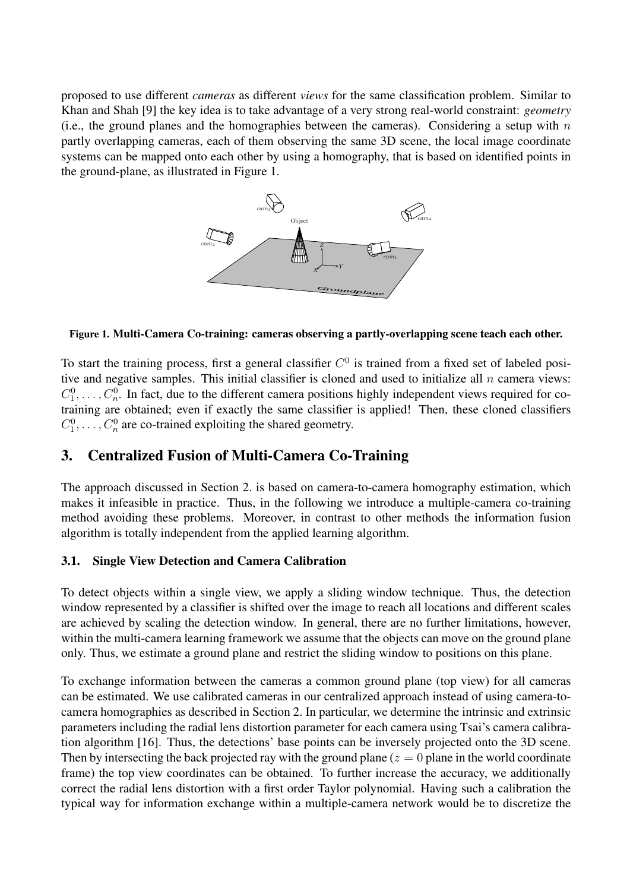proposed to use different *cameras* as different *views* for the same classification problem. Similar to Khan and Shah [9] the key idea is to take advantage of a very strong real-world constraint: *geometry* (i.e., the ground planes and the homographies between the cameras). Considering a setup with $n$ partly overlapping cameras, each of them observing the same 3D scene, the local image coordinate systems can be mapped onto each other by using a homography, that is based on identified points in the ground-plane, as illustrated in Figure 1.

**Figure 1. Multi-Camera Co-training: cameras observing a partly-overlapping scene teach each other.**

To start the training process, first a general classifier $C^0$ is trained from a fixed set of labeled positive and negative samples. This initial classifier is cloned and used to initialize all $n$ camera views: $C_1^0, \ldots, C_n^0$. In fact, due to the different camera positions highly independent views required for co-training are obtained; even if exactly the same classifier is applied! Then, these cloned classifiers $C_1^0, \ldots, C_n^0$ are co-trained exploiting the shared geometry.

## 3. Centralized Fusion of Multi-Camera Co-Training

The approach discussed in Section 2. is based on camera-to-camera homography estimation, which makes it infeasible in practice. Thus, in the following we introduce a multiple-camera co-training method avoiding these problems. Moreover, in contrast to other methods the information fusion algorithm is totally independent from the applied learning algorithm.

### 3.1. Single View Detection and Camera Calibration

To detect objects within a single view, we apply a sliding window technique. Thus, the detection window represented by a classifier is shifted over the image to reach all locations and different scales are achieved by scaling the detection window. In general, there are no further limitations, however, within the multi-camera learning framework we assume that the objects can move on the ground plane only. Thus, we estimate a ground plane and restrict the sliding window to positions on this plane.

To exchange information between the cameras a common ground plane (top view) for all cameras can be estimated. We use calibrated cameras in our centralized approach instead of using camera-to-camera homographies as described in Section 2. In particular, we determine the intrinsic and extrinsic parameters including the radial lens distortion parameter for each camera using Tsai's camera calibration algorithm [16]. Thus, the detections' base points can be inversely projected onto the 3D scene. Then by intersecting the back projected ray with the ground plane ($z = 0$ plane in the world coordinate frame) the top view coordinates can be obtained. To further increase the accuracy, we additionally correct the radial lens distortion with a first order Taylor polynomial. Having such a calibration the typical way for information exchange within a multiple-camera network would be to discretize the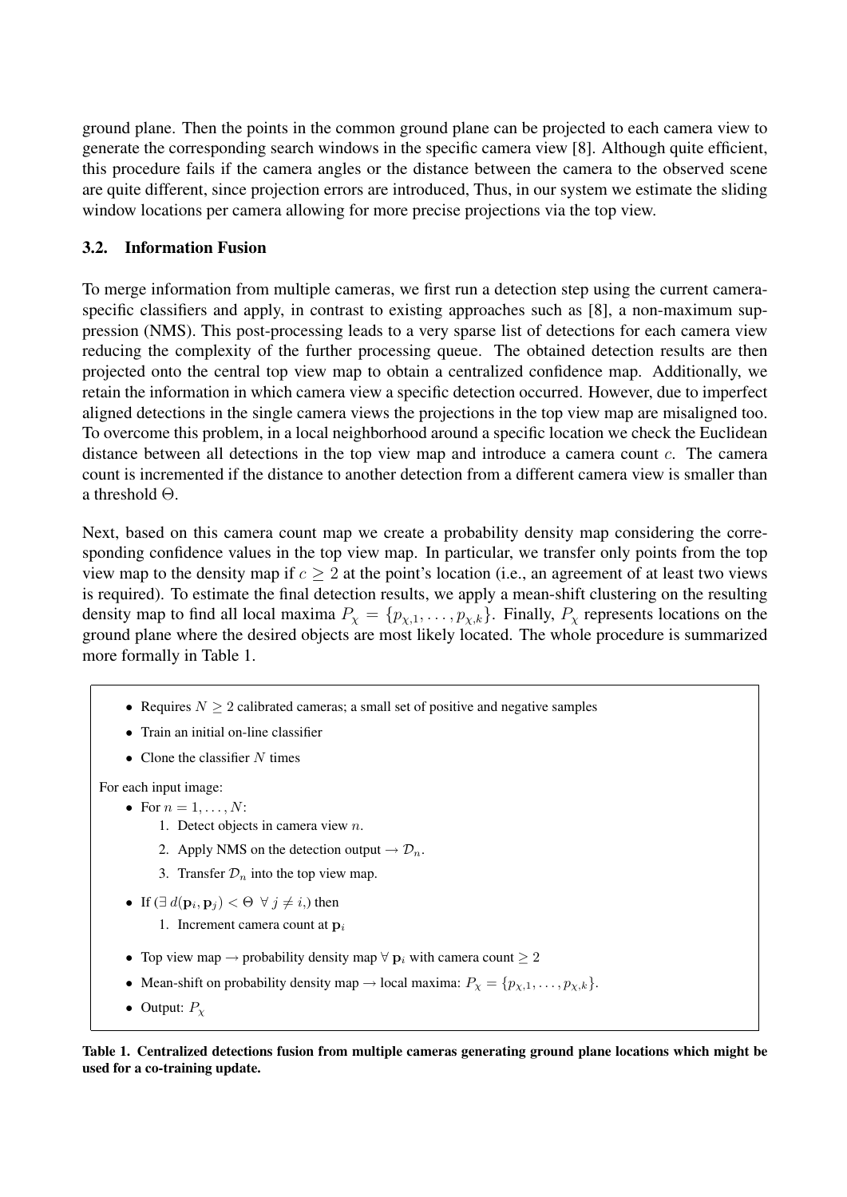ground plane. Then the points in the common ground plane can be projected to each camera view to generate the corresponding search windows in the specific camera view [8]. Although quite efficient, this procedure fails if the camera angles or the distance between the camera to the observed scene are quite different, since projection errors are introduced, Thus, in our system we estimate the sliding window locations per camera allowing for more precise projections via the top view.

### 3.2. Information Fusion

To merge information from multiple cameras, we first run a detection step using the current camera-specific classifiers and apply, in contrast to existing approaches such as [8], a non-maximum suppression (NMS). This post-processing leads to a very sparse list of detections for each camera view reducing the complexity of the further processing queue. The obtained detection results are then projected onto the central top view map to obtain a centralized confidence map. Additionally, we retain the information in which camera view a specific detection occurred. However, due to imperfect aligned detections in the single camera views the projections in the top view map are misaligned too. To overcome this problem, in a local neighborhood around a specific location we check the Euclidean distance between all detections in the top view map and introduce a camera count $c$. The camera count is incremented if the distance to another detection from a different camera view is smaller than a threshold $\Theta$.

Next, based on this camera count map we create a probability density map considering the corresponding confidence values in the top view map. In particular, we transfer only points from the top view map to the density map if $c \geq 2$ at the point's location (i.e., an agreement of at least two views is required). To estimate the final detection results, we apply a mean-shift clustering on the resulting density map to find all local maxima $P_\chi = \{p_{\chi,1}, \ldots, p_{\chi,k}\}$. Finally, $P_\chi$ represents locations on the ground plane where the desired objects are most likely located. The whole procedure is summarized more formally in Table 1.

- Requires $N \geq 2$ calibrated cameras; a small set of positive and negative samples
- Train an initial on-line classifier
- Clone the classifier $N$ times

For each input image:

- For $n = 1, \ldots, N$:
  1. Detect objects in camera view $n$.
  2. Apply NMS on the detection output $\rightarrow \mathcal{D}_n$.
  3. Transfer $\mathcal{D}_n$ into the top view map.
- If $(\exists\, d(\mathbf{p}_i, \mathbf{p}_j) < \Theta \;\; \forall\, j \neq i,)$ then
  1. Increment camera count at $\mathbf{p}_i$
- Top view map $\rightarrow$ probability density map $\forall\, \mathbf{p}_i$ with camera count $\geq 2$
- Mean-shift on probability density map $\rightarrow$ local maxima: $P_\chi = \{p_{\chi,1}, \ldots, p_{\chi,k}\}$.
- Output: $P_\chi$

**Table 1. Centralized detections fusion from multiple cameras generating ground plane locations which might be used for a co-training update.**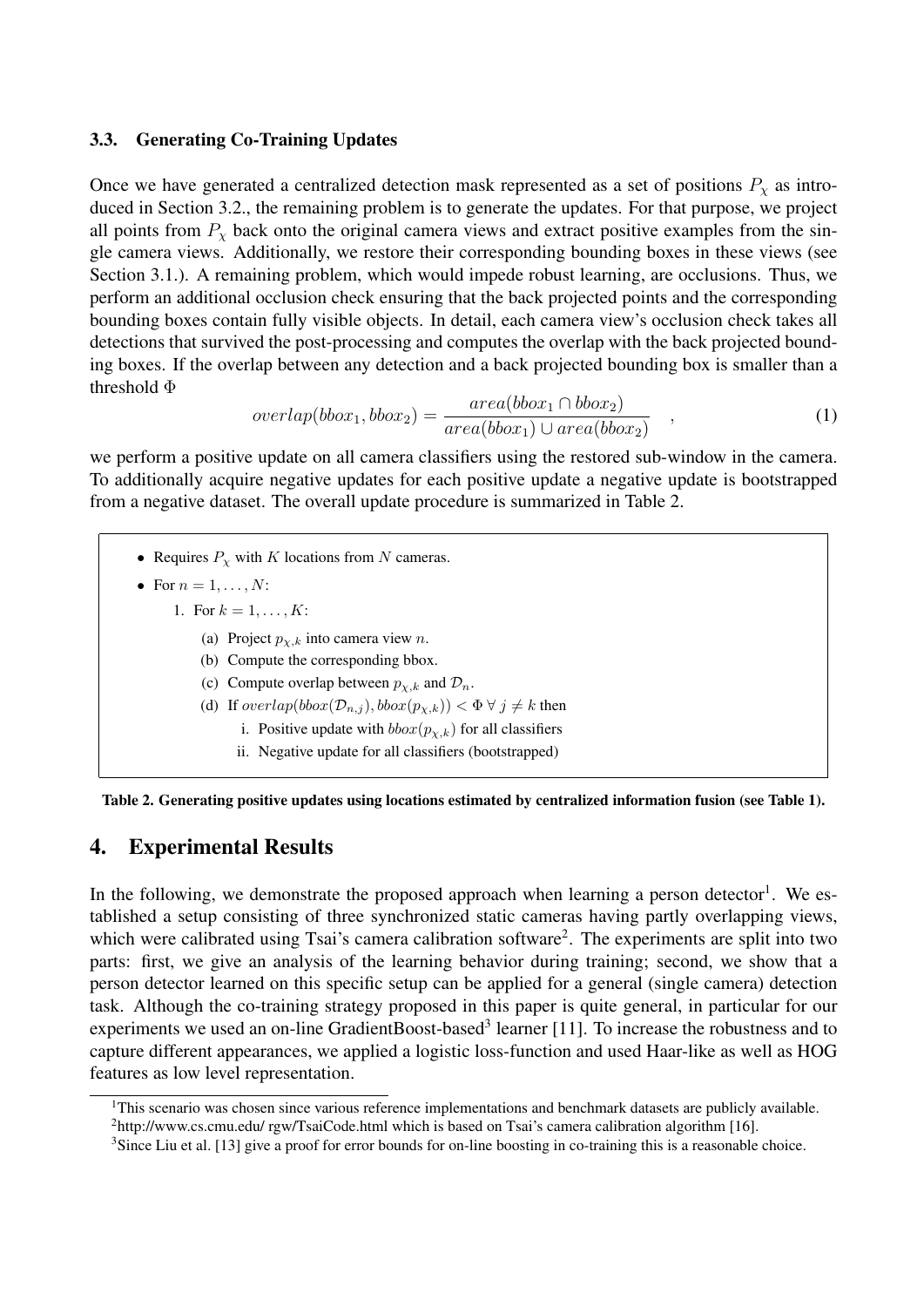### 3.3. Generating Co-Training Updates

Once we have generated a centralized detection mask represented as a set of positions $P_\chi$ as introduced in Section 3.2., the remaining problem is to generate the updates. For that purpose, we project all points from $P_\chi$ back onto the original camera views and extract positive examples from the single camera views. Additionally, we restore their corresponding bounding boxes in these views (see Section 3.1.). A remaining problem, which would impede robust learning, are occlusions. Thus, we perform an additional occlusion check ensuring that the back projected points and the corresponding bounding boxes contain fully visible objects. In detail, each camera view's occlusion check takes all detections that survived the post-processing and computes the overlap with the back projected bounding boxes. If the overlap between any detection and a back projected bounding box is smaller than a threshold $\Phi$

$$overlap(bbox_1, bbox_2) = \frac{area(bbox_1 \cap bbox_2)}{area(bbox_1) \cup area(bbox_2)} \quad , \tag{1}$$

we perform a positive update on all camera classifiers using the restored sub-window in the camera. To additionally acquire negative updates for each positive update a negative update is bootstrapped from a negative dataset. The overall update procedure is summarized in Table 2.

- Requires $P_\chi$ with $K$ locations from $N$ cameras.
- For $n = 1, \ldots, N$:
  1. For $k = 1, \ldots, K$:
     (a) Project $p_{\chi,k}$ into camera view $n$.
     (b) Compute the corresponding bbox.
     (c) Compute overlap between $p_{\chi,k}$ and $\mathcal{D}_n$.
     (d) If $overlap(bbox(\mathcal{D}_{n,j}), bbox(p_{\chi,k})) < \Phi \; \forall \; j \neq k$ then
        i. Positive update with $bbox(p_{\chi,k})$ for all classifiers
        ii. Negative update for all classifiers (bootstrapped)

**Table 2. Generating positive updates using locations estimated by centralized information fusion (see Table 1).**

## 4. Experimental Results

In the following, we demonstrate the proposed approach when learning a person detector[1]. We established a setup consisting of three synchronized static cameras having partly overlapping views, which were calibrated using Tsai's camera calibration software[2]. The experiments are split into two parts: first, we give an analysis of the learning behavior during training; second, we show that a person detector learned on this specific setup can be applied for a general (single camera) detection task. Although the co-training strategy proposed in this paper is quite general, in particular for our experiments we used an on-line GradientBoost-based[3] learner [11]. To increase the robustness and to capture different appearances, we applied a logistic loss-function and used Haar-like as well as HOG features as low level representation.

---

[1] This scenario was chosen since various reference implementations and benchmark datasets are publicly available.

[2] http://www.cs.cmu.edu/ rgw/TsaiCode.html which is based on Tsai's camera calibration algorithm [16].

[3] Since Liu et al. [13] give a proof for error bounds for on-line boosting in co-training this is a reasonable choice.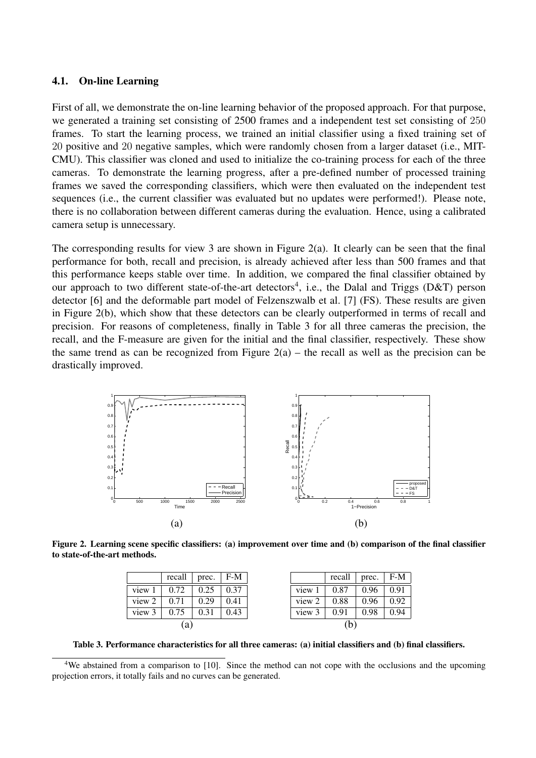### 4.1. On-line Learning

First of all, we demonstrate the on-line learning behavior of the proposed approach. For that purpose, we generated a training set consisting of 2500 frames and a independent test set consisting of 250 frames. To start the learning process, we trained an initial classifier using a fixed training set of 20 positive and 20 negative samples, which were randomly chosen from a larger dataset (i.e., MIT-CMU). This classifier was cloned and used to initialize the co-training process for each of the three cameras. To demonstrate the learning progress, after a pre-defined number of processed training frames we saved the corresponding classifiers, which were then evaluated on the independent test sequences (i.e., the current classifier was evaluated but no updates were performed!). Please note, there is no collaboration between different cameras during the evaluation. Hence, using a calibrated camera setup is unnecessary.

The corresponding results for view 3 are shown in Figure 2(a). It clearly can be seen that the final performance for both, recall and precision, is already achieved after less than 500 frames and that this performance keeps stable over time. In addition, we compared the final classifier obtained by our approach to two different state-of-the-art detectors[4], i.e., the Dalal and Triggs (D&T) person detector [6] and the deformable part model of Felzenszwalb et al. [7] (FS). These results are given in Figure 2(b), which show that these detectors can be clearly outperformed in terms of recall and precision. For reasons of completeness, finally in Table 3 for all three cameras the precision, the recall, and the F-measure are given for the initial and the final classifier, respectively. These show the same trend as can be recognized from Figure 2(a) – the recall as well as the precision can be drastically improved.

**Figure 2. Learning scene specific classifiers: (a) improvement over time and (b) comparison of the final classifier to state-of-the-art methods.**

(a)

|  | recall | prec. | F-M |
|---|---|---|---|
| view 1 | 0.72 | 0.25 | 0.37 |
| view 2 | 0.71 | 0.29 | 0.41 |
| view 3 | 0.75 | 0.31 | 0.43 |

(b)

|  | recall | prec. | F-M |
|---|---|---|---|
| view 1 | 0.87 | 0.96 | 0.91 |
| view 2 | 0.88 | 0.96 | 0.92 |
| view 3 | 0.91 | 0.98 | 0.94 |

**Table 3. Performance characteristics for all three cameras: (a) initial classifiers and (b) final classifiers.**

[4]We abstained from a comparison to [10]. Since the method can not cope with the occlusions and the upcoming projection errors, it totally fails and no curves can be generated.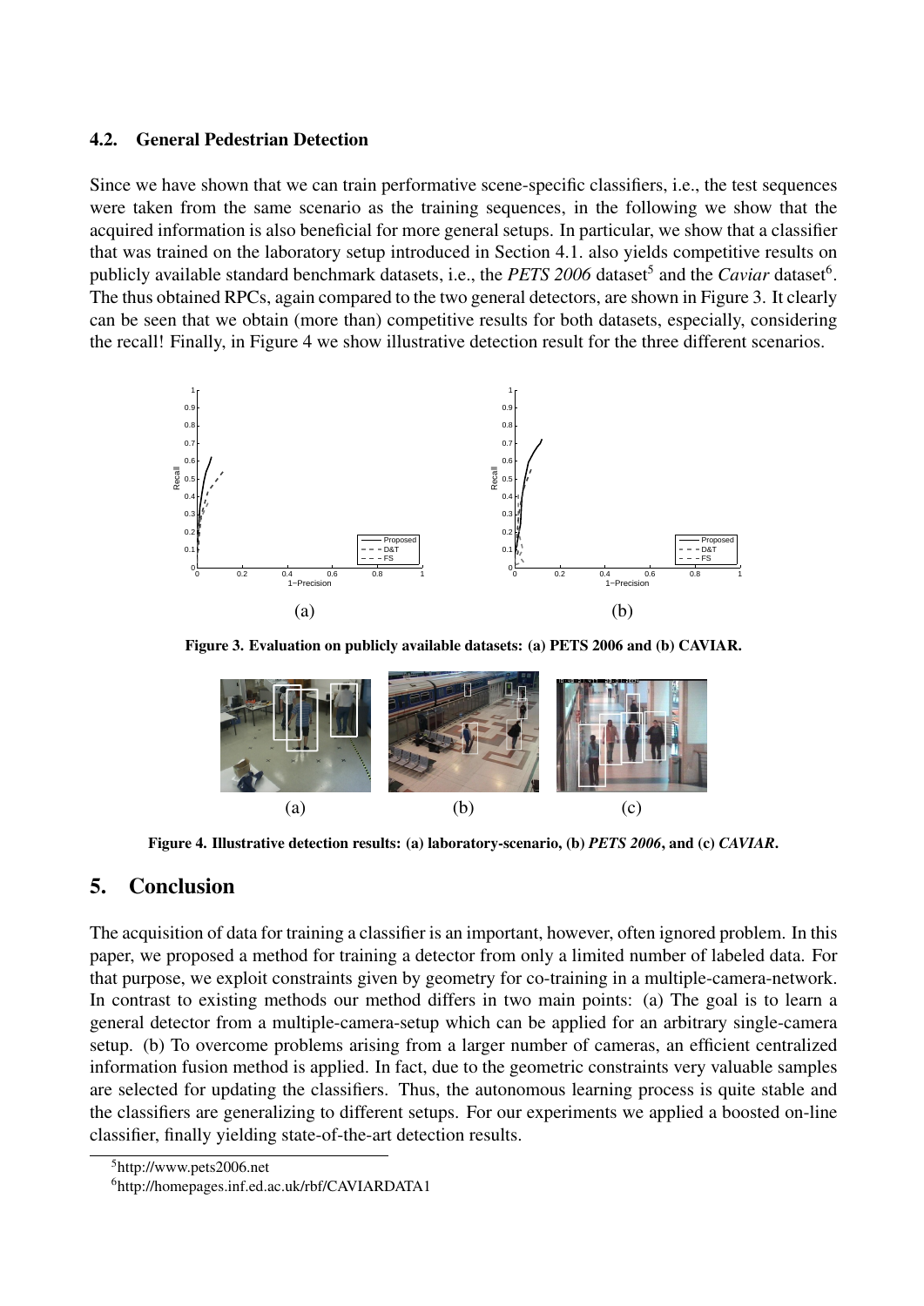### 4.2. General Pedestrian Detection

Since we have shown that we can train performative scene-specific classifiers, i.e., the test sequences were taken from the same scenario as the training sequences, in the following we show that the acquired information is also beneficial for more general setups. In particular, we show that a classifier that was trained on the laboratory setup introduced in Section 4.1. also yields competitive results on publicly available standard benchmark datasets, i.e., the *PETS 2006* dataset[5] and the *Caviar* dataset[6]. The thus obtained RPCs, again compared to the two general detectors, are shown in Figure 3. It clearly can be seen that we obtain (more than) competitive results for both datasets, especially, considering the recall! Finally, in Figure 4 we show illustrative detection result for the three different scenarios.

**Figure 3. Evaluation on publicly available datasets: (a) PETS 2006 and (b) CAVIAR.**

**Figure 4. Illustrative detection results: (a) laboratory-scenario, (b) *PETS 2006*, and (c) *CAVIAR*.**

## 5. Conclusion

The acquisition of data for training a classifier is an important, however, often ignored problem. In this paper, we proposed a method for training a detector from only a limited number of labeled data. For that purpose, we exploit constraints given by geometry for co-training in a multiple-camera-network. In contrast to existing methods our method differs in two main points: (a) The goal is to learn a general detector from a multiple-camera-setup which can be applied for an arbitrary single-camera setup. (b) To overcome problems arising from a larger number of cameras, an efficient centralized information fusion method is applied. In fact, due to the geometric constraints very valuable samples are selected for updating the classifiers. Thus, the autonomous learning process is quite stable and the classifiers are generalizing to different setups. For our experiments we applied a boosted on-line classifier, finally yielding state-of-the-art detection results.

[5] http://www.pets2006.net

[6] http://homepages.inf.ed.ac.uk/rbf/CAVIARDATA1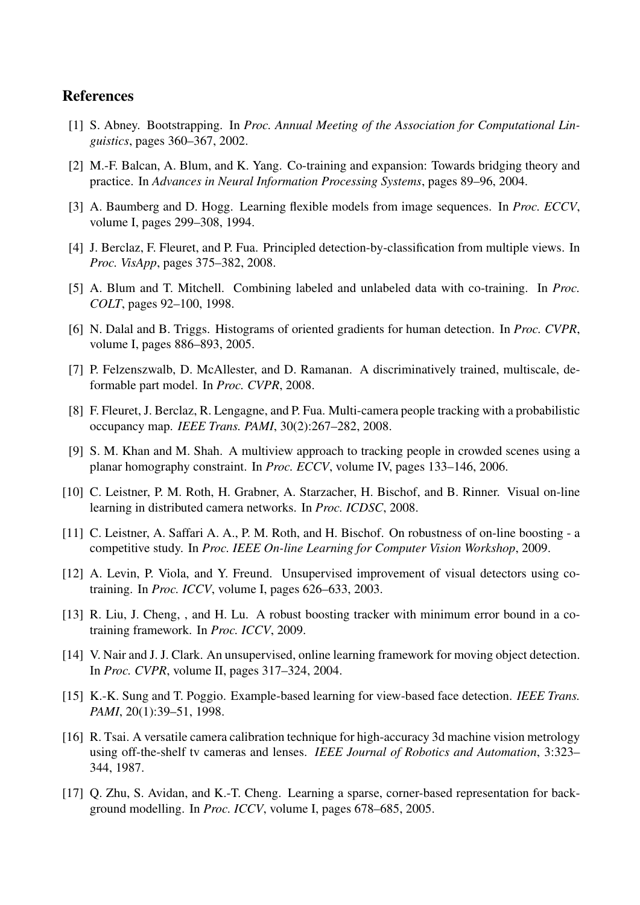## References

[1] S. Abney. Bootstrapping. In *Proc. Annual Meeting of the Association for Computational Linguistics*, pages 360–367, 2002.

[2] M.-F. Balcan, A. Blum, and K. Yang. Co-training and expansion: Towards bridging theory and practice. In *Advances in Neural Information Processing Systems*, pages 89–96, 2004.

[3] A. Baumberg and D. Hogg. Learning flexible models from image sequences. In *Proc. ECCV*, volume I, pages 299–308, 1994.

[4] J. Berclaz, F. Fleuret, and P. Fua. Principled detection-by-classification from multiple views. In *Proc. VisApp*, pages 375–382, 2008.

[5] A. Blum and T. Mitchell. Combining labeled and unlabeled data with co-training. In *Proc. COLT*, pages 92–100, 1998.

[6] N. Dalal and B. Triggs. Histograms of oriented gradients for human detection. In *Proc. CVPR*, volume I, pages 886–893, 2005.

[7] P. Felzenszwalb, D. McAllester, and D. Ramanan. A discriminatively trained, multiscale, deformable part model. In *Proc. CVPR*, 2008.

[8] F. Fleuret, J. Berclaz, R. Lengagne, and P. Fua. Multi-camera people tracking with a probabilistic occupancy map. *IEEE Trans. PAMI*, 30(2):267–282, 2008.

[9] S. M. Khan and M. Shah. A multiview approach to tracking people in crowded scenes using a planar homography constraint. In *Proc. ECCV*, volume IV, pages 133–146, 2006.

[10] C. Leistner, P. M. Roth, H. Grabner, A. Starzacher, H. Bischof, and B. Rinner. Visual on-line learning in distributed camera networks. In *Proc. ICDSC*, 2008.

[11] C. Leistner, A. Saffari A. A., P. M. Roth, and H. Bischof. On robustness of on-line boosting - a competitive study. In *Proc. IEEE On-line Learning for Computer Vision Workshop*, 2009.

[12] A. Levin, P. Viola, and Y. Freund. Unsupervised improvement of visual detectors using co-training. In *Proc. ICCV*, volume I, pages 626–633, 2003.

[13] R. Liu, J. Cheng, , and H. Lu. A robust boosting tracker with minimum error bound in a co-training framework. In *Proc. ICCV*, 2009.

[14] V. Nair and J. J. Clark. An unsupervised, online learning framework for moving object detection. In *Proc. CVPR*, volume II, pages 317–324, 2004.

[15] K.-K. Sung and T. Poggio. Example-based learning for view-based face detection. *IEEE Trans. PAMI*, 20(1):39–51, 1998.

[16] R. Tsai. A versatile camera calibration technique for high-accuracy 3d machine vision metrology using off-the-shelf tv cameras and lenses. *IEEE Journal of Robotics and Automation*, 3:323–344, 1987.

[17] Q. Zhu, S. Avidan, and K.-T. Cheng. Learning a sparse, corner-based representation for background modelling. In *Proc. ICCV*, volume I, pages 678–685, 2005.